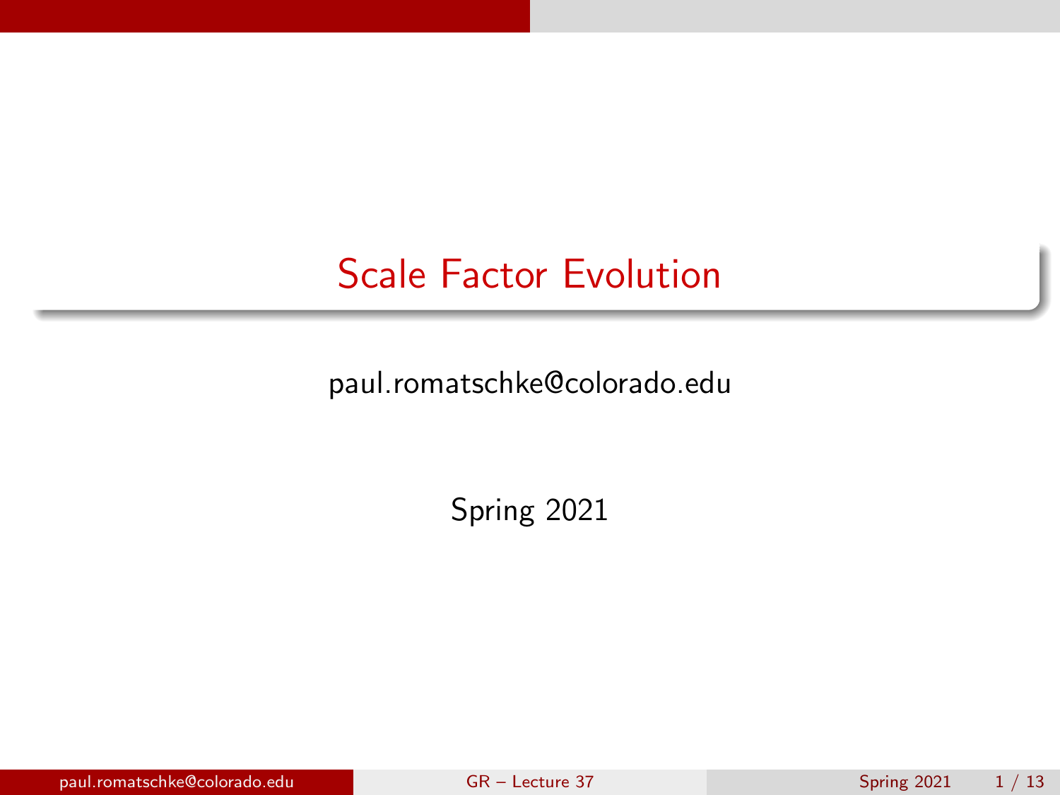# Scale Factor Evolution

paul.romatschke@colorado.edu

Spring 2021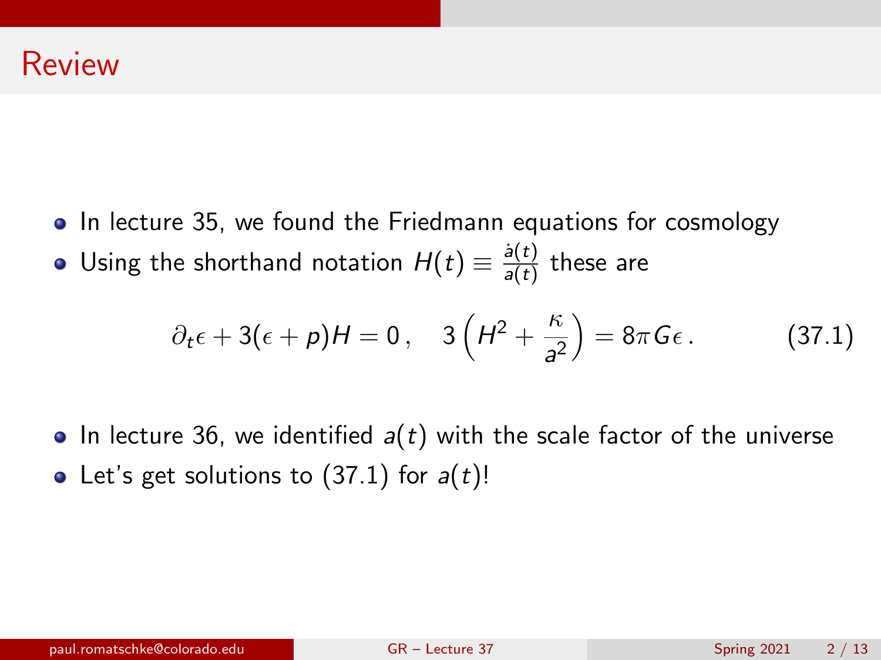# Review

- In lecture 35, we found the Friedmann equations for cosmology
- Using the shorthand notation $H(t) \equiv \frac{\dot{a}(t)}{a(t)}$ these are

$$\partial_t \epsilon + 3(\epsilon + p)H = 0\,, \quad 3\left(H^2 + \frac{\kappa}{a^2}\right) = 8\pi G \epsilon\,. \tag{37.1}$$

- In lecture 36, we identified $a(t)$ with the scale factor of the universe
- Let's get solutions to (37.1) for $a(t)$!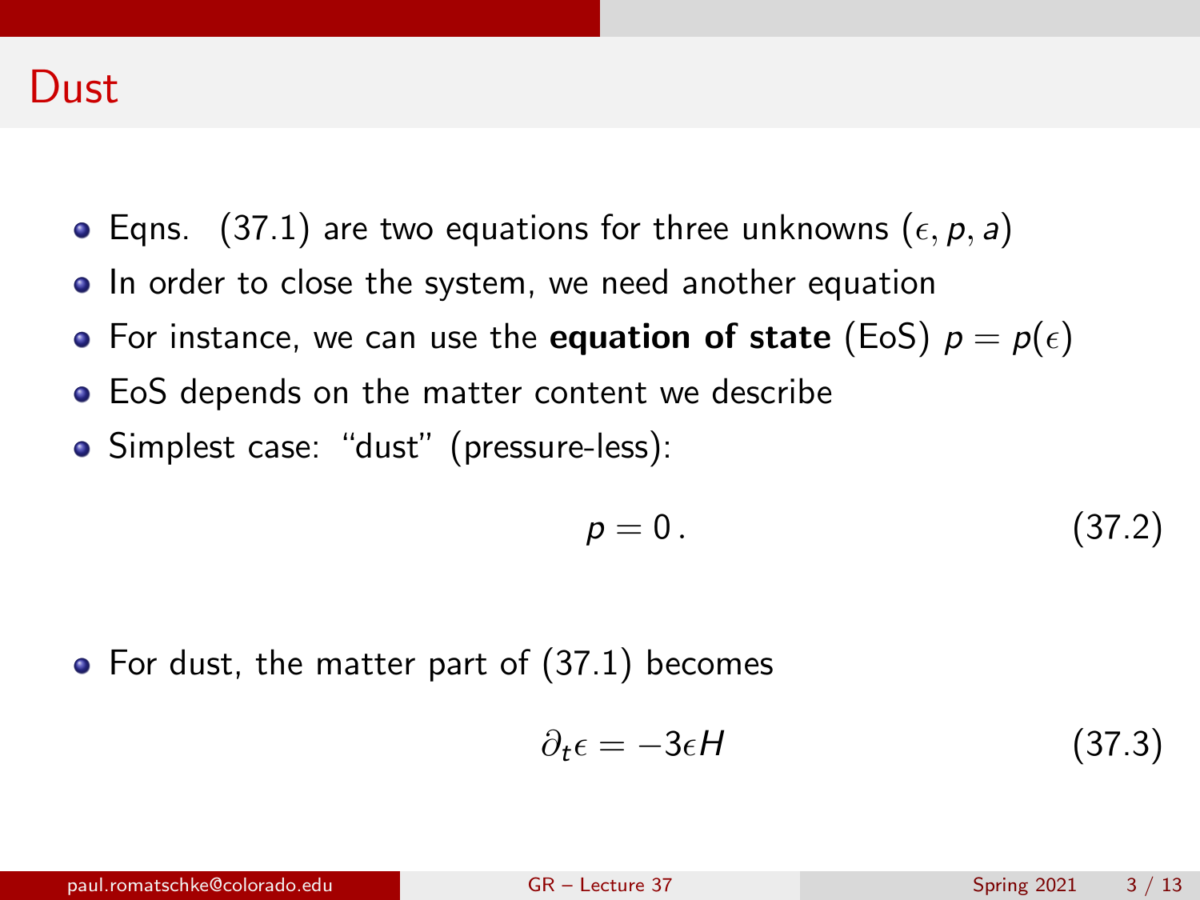# Dust

- Eqns. (37.1) are two equations for three unknowns $(\epsilon, p, a)$
- In order to close the system, we need another equation
- For instance, we can use the **equation of state** (EoS) $p = p(\epsilon)$
- EoS depends on the matter content we describe
- Simplest case: "dust" (pressure-less):

$$p = 0\,. \tag{37.2}$$

- For dust, the matter part of (37.1) becomes

$$\partial_t \epsilon = -3\epsilon H \tag{37.3}$$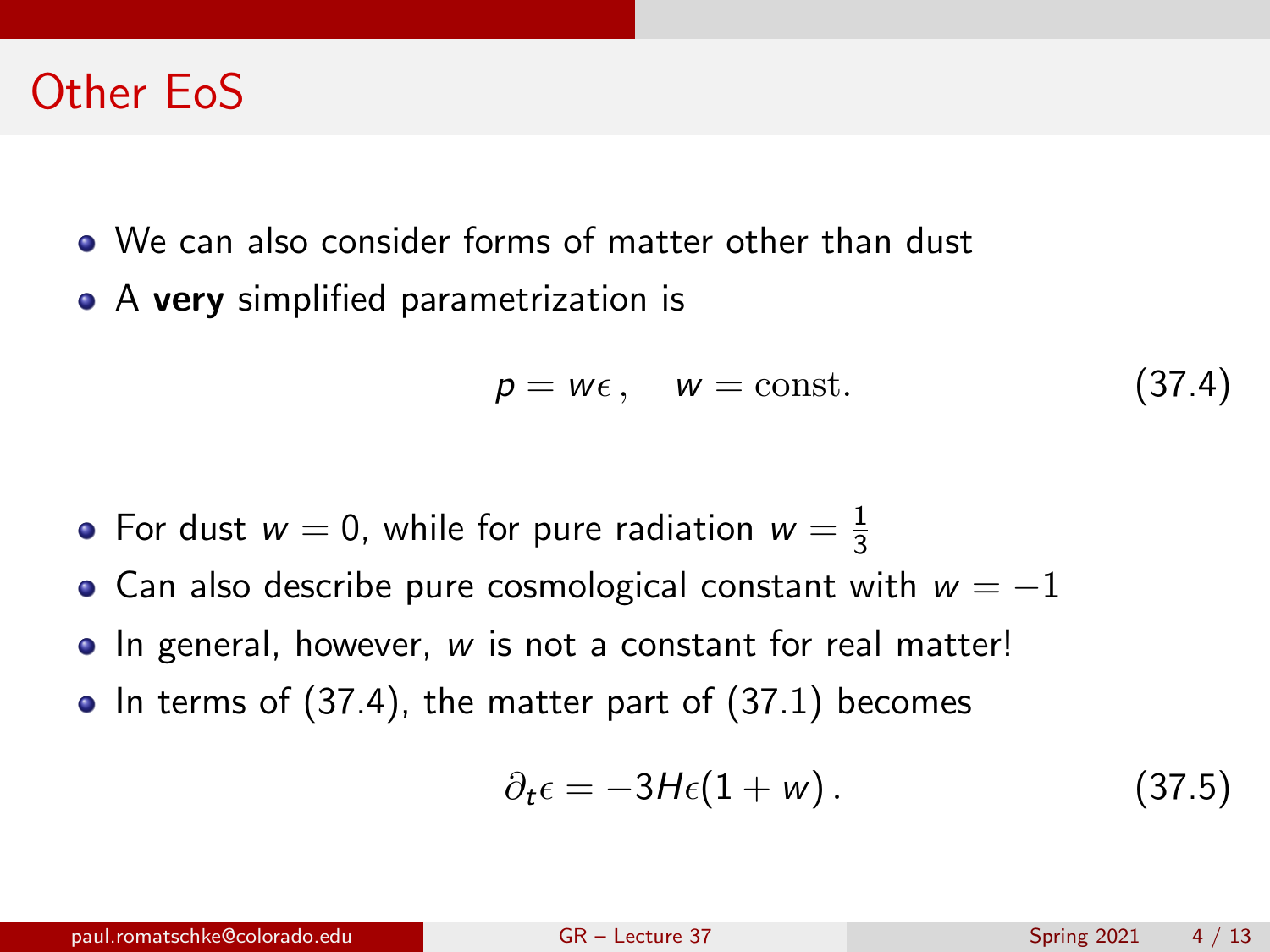# Other EoS

- We can also consider forms of matter other than dust
- A **very** simplified parametrization is

$$p = w\epsilon\,, \quad w = \mathrm{const.} \tag{37.4}$$

- For dust $w = 0$, while for pure radiation $w = \frac{1}{3}$
- Can also describe pure cosmological constant with $w = -1$
- In general, however, $w$ is not a constant for real matter!
- In terms of (37.4), the matter part of (37.1) becomes

$$\partial_t \epsilon = -3H\epsilon(1 + w)\,. \tag{37.5}$$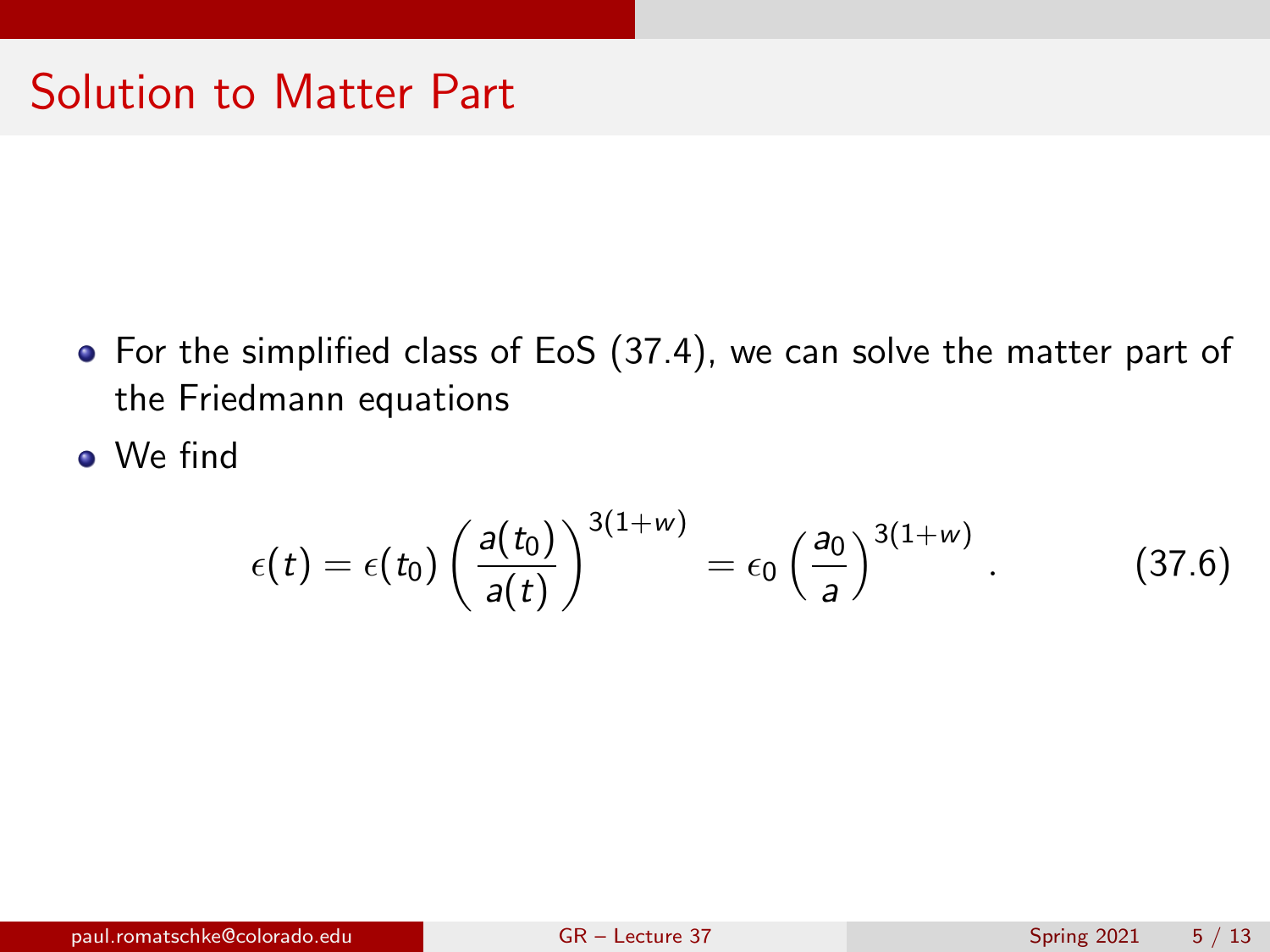# Solution to Matter Part

- For the simplified class of EoS (37.4), we can solve the matter part of the Friedmann equations
- We find

$$\epsilon(t) = \epsilon(t_0) \left( \frac{a(t_0)}{a(t)} \right)^{3(1+w)} = \epsilon_0 \left( \frac{a_0}{a} \right)^{3(1+w)} . \qquad (37.6)$$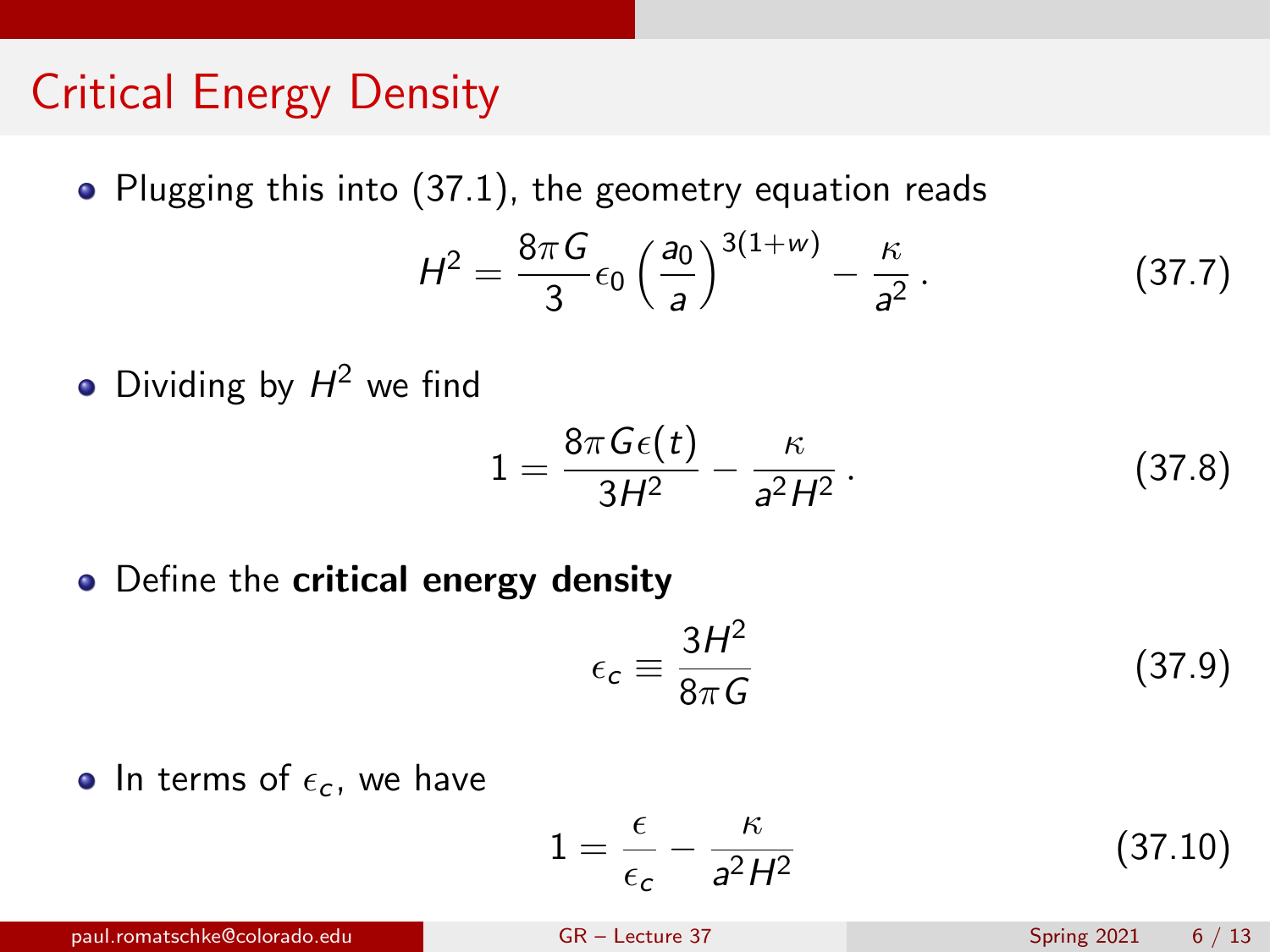# Critical Energy Density

- Plugging this into (37.1), the geometry equation reads

$$H^2 = \frac{8\pi G}{3}\epsilon_0 \left(\frac{a_0}{a}\right)^{3(1+w)} - \frac{\kappa}{a^2}\,. \tag{37.7}$$

- Dividing by $H^2$ we find

$$1 = \frac{8\pi G\epsilon(t)}{3H^2} - \frac{\kappa}{a^2H^2}\,. \tag{37.8}$$

- Define the **critical energy density**

$$\epsilon_c \equiv \frac{3H^2}{8\pi G} \tag{37.9}$$

- In terms of $\epsilon_c$, we have

$$1 = \frac{\epsilon}{\epsilon_c} - \frac{\kappa}{a^2H^2} \tag{37.10}$$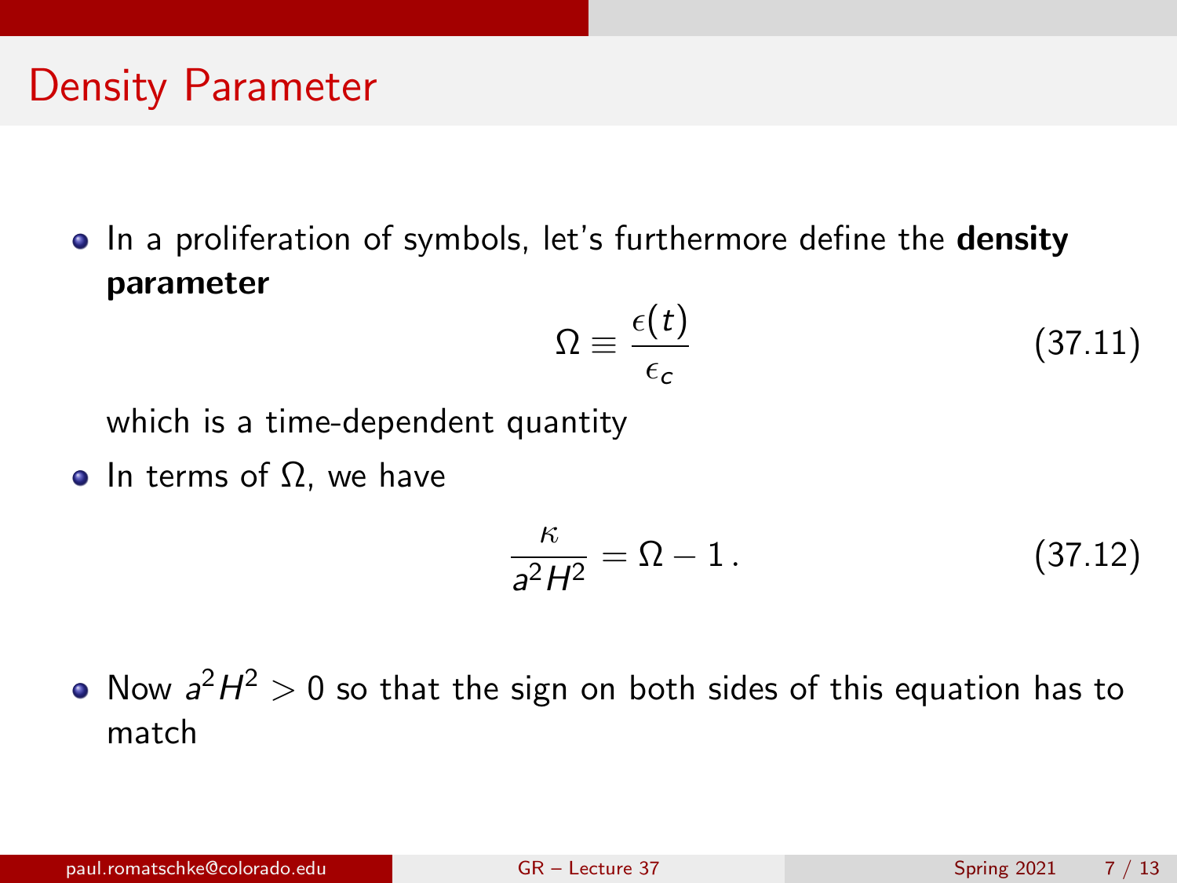# Density Parameter

- In a proliferation of symbols, let's furthermore define the **density parameter**

$$\Omega \equiv \frac{\epsilon(t)}{\epsilon_c} \tag{37.11}$$

  which is a time-dependent quantity

- In terms of $\Omega$, we have

$$\frac{\kappa}{a^2 H^2} = \Omega - 1\,. \tag{37.12}$$

- Now $a^2 H^2 > 0$ so that the sign on both sides of this equation has to match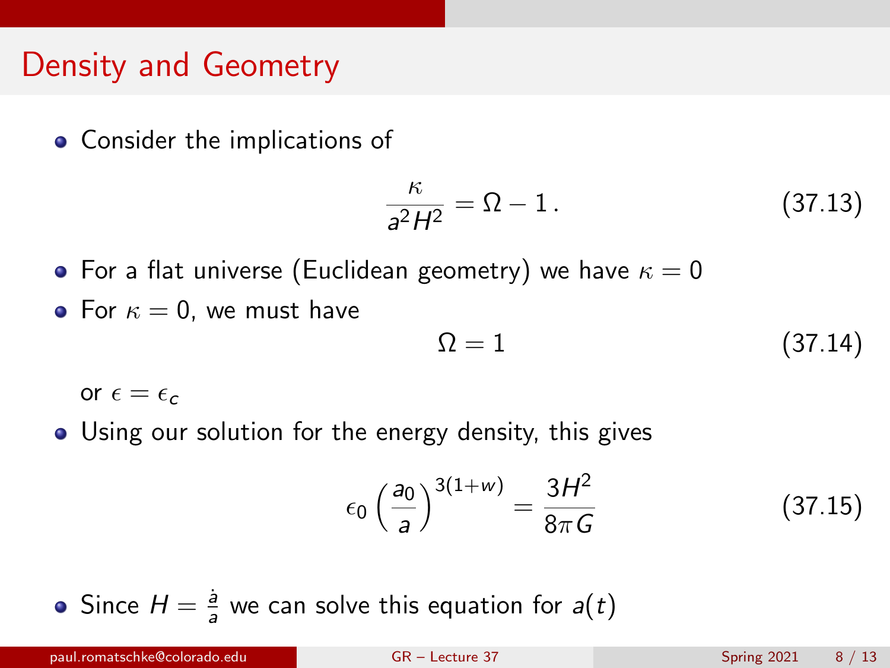# Density and Geometry

- Consider the implications of

$$\frac{\kappa}{a^2 H^2} = \Omega - 1\,. \tag{37.13}$$

- For a flat universe (Euclidean geometry) we have $\kappa = 0$
- For $\kappa = 0$, we must have

$$\Omega = 1 \tag{37.14}$$

  or $\epsilon = \epsilon_c$

- Using our solution for the energy density, this gives

$$\epsilon_0 \left(\frac{a_0}{a}\right)^{3(1+w)} = \frac{3H^2}{8\pi G} \tag{37.15}$$

- Since $H = \frac{\dot{a}}{a}$ we can solve this equation for $a(t)$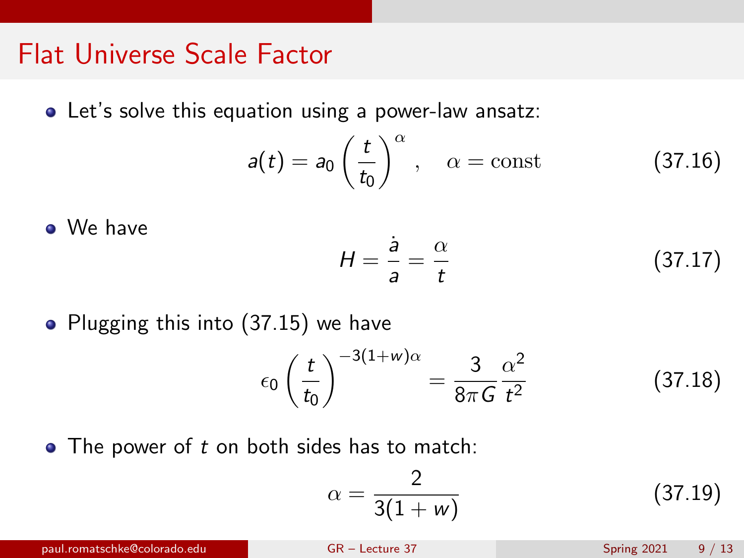# Flat Universe Scale Factor

- Let's solve this equation using a power-law ansatz:

$$a(t) = a_0 \left(\frac{t}{t_0}\right)^{\alpha}, \quad \alpha = \text{const} \tag{37.16}$$

- We have

$$H = \frac{\dot{a}}{a} = \frac{\alpha}{t} \tag{37.17}$$

- Plugging this into (37.15) we have

$$\epsilon_0 \left(\frac{t}{t_0}\right)^{-3(1+w)\alpha} = \frac{3}{8\pi G}\frac{\alpha^2}{t^2} \tag{37.18}$$

- The power of $t$ on both sides has to match:

$$\alpha = \frac{2}{3(1+w)} \tag{37.19}$$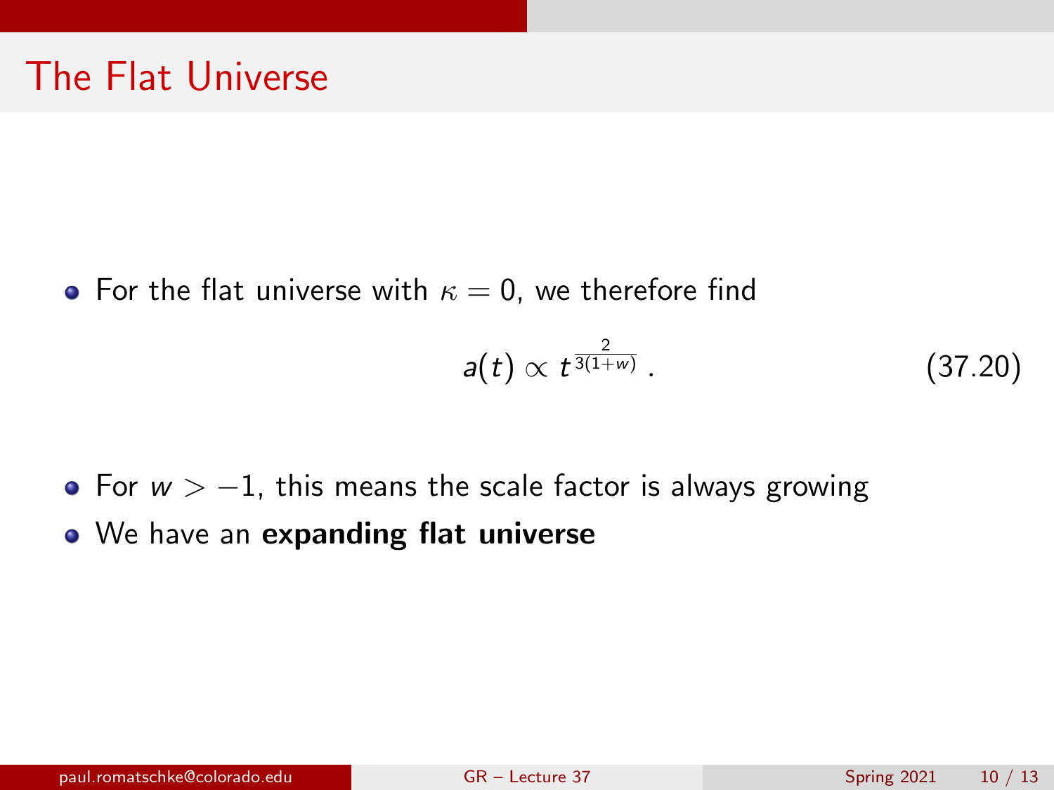# The Flat Universe

- For the flat universe with $\kappa = 0$, we therefore find

$$a(t) \propto t^{\frac{2}{3(1+w)}} \,. \tag{37.20}$$

- For $w > -1$, this means the scale factor is always growing
- We have an **expanding flat universe**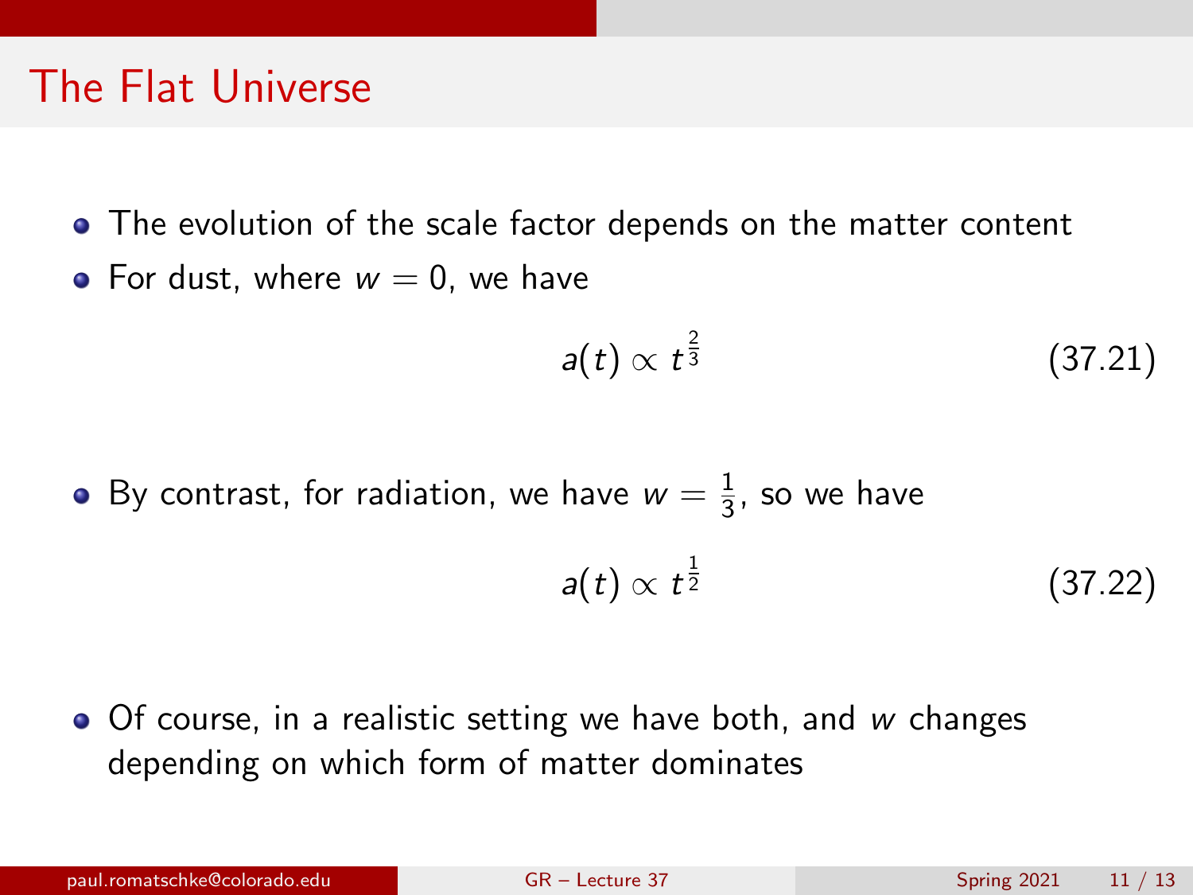# The Flat Universe

- The evolution of the scale factor depends on the matter content
- For dust, where $w = 0$, we have

$$a(t) \propto t^{\frac{2}{3}} \tag{37.21}$$

- By contrast, for radiation, we have $w = \frac{1}{3}$, so we have

$$a(t) \propto t^{\frac{1}{2}} \tag{37.22}$$

- Of course, in a realistic setting we have both, and $w$ changes depending on which form of matter dominates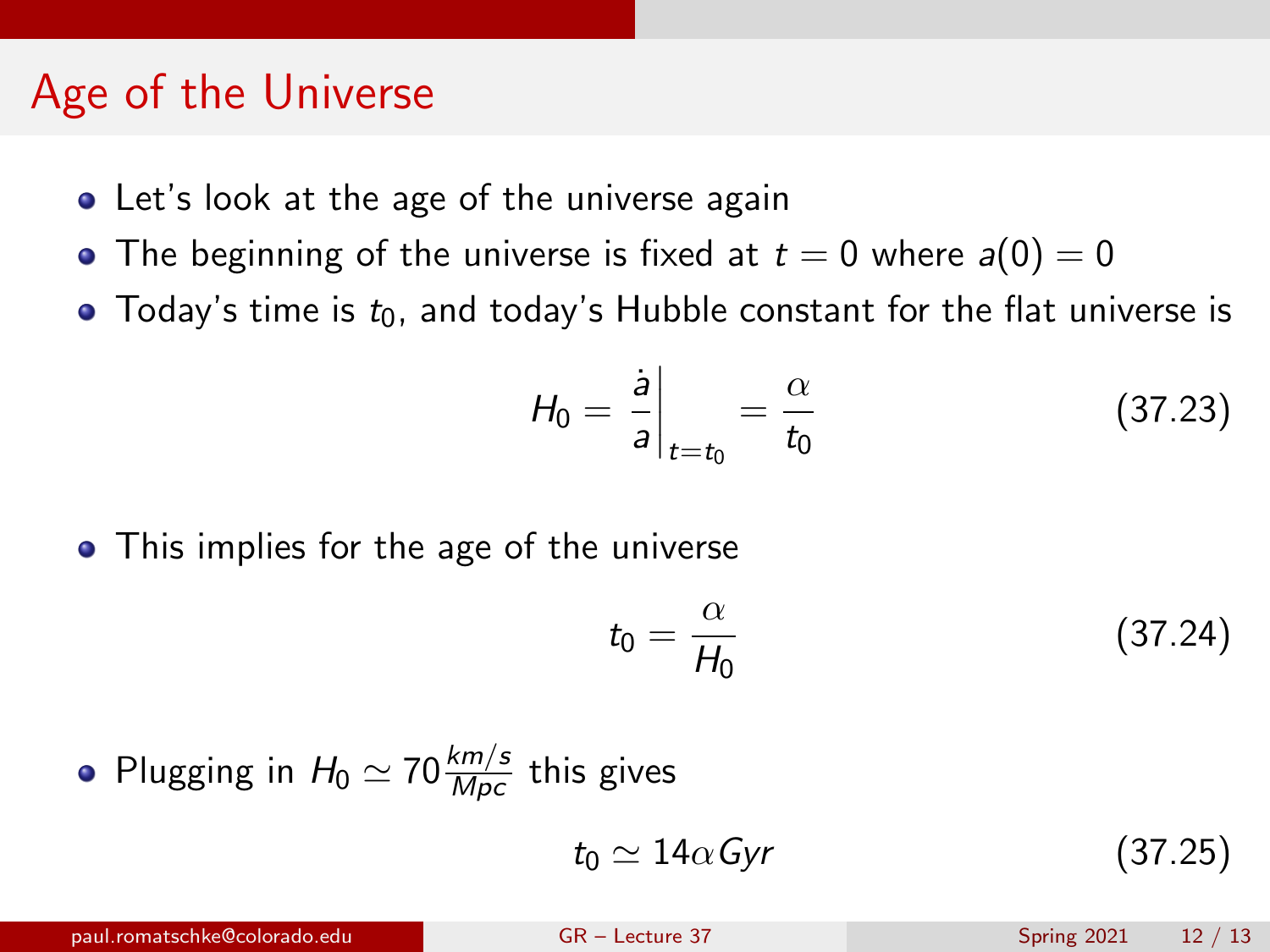# Age of the Universe

- Let's look at the age of the universe again
- The beginning of the universe is fixed at $t = 0$ where $a(0) = 0$
- Today's time is $t_0$, and today's Hubble constant for the flat universe is

$$H_0 = \left.\frac{\dot{a}}{a}\right|_{t=t_0} = \frac{\alpha}{t_0} \tag{37.23}$$

- This implies for the age of the universe

$$t_0 = \frac{\alpha}{H_0} \tag{37.24}$$

- Plugging in $H_0 \simeq 70 \frac{km/s}{Mpc}$ this gives

$$t_0 \simeq 14\alpha Gyr \tag{37.25}$$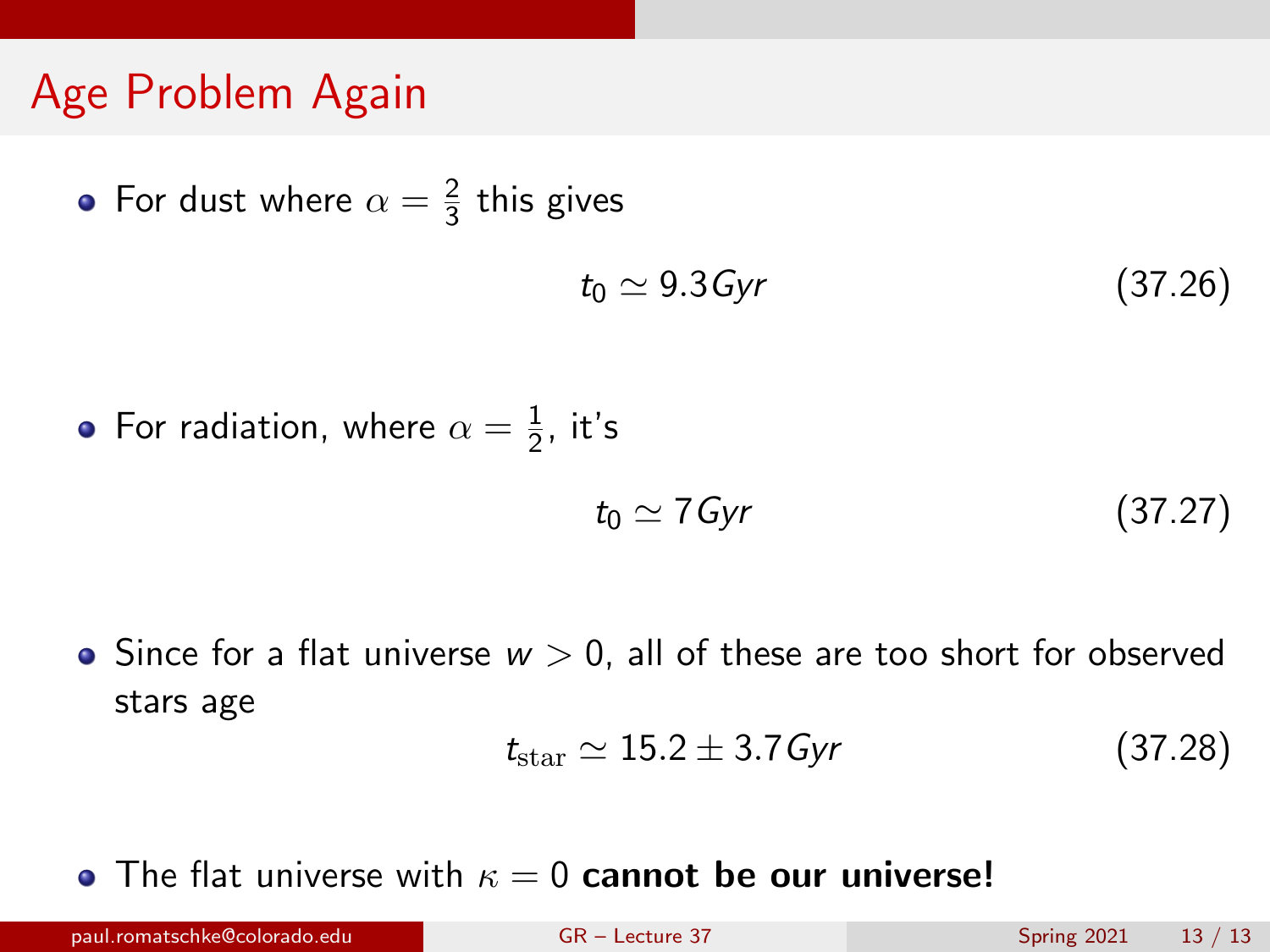# Age Problem Again

- For dust where $\alpha = \frac{2}{3}$ this gives

$$t_0 \simeq 9.3 Gyr \tag{37.26}$$

- For radiation, where $\alpha = \frac{1}{2}$, it's

$$t_0 \simeq 7 Gyr \tag{37.27}$$

- Since for a flat universe $w > 0$, all of these are too short for observed stars age

$$t_{\rm star} \simeq 15.2 \pm 3.7 Gyr \tag{37.28}$$

- The flat universe with $\kappa = 0$ **cannot be our universe!**